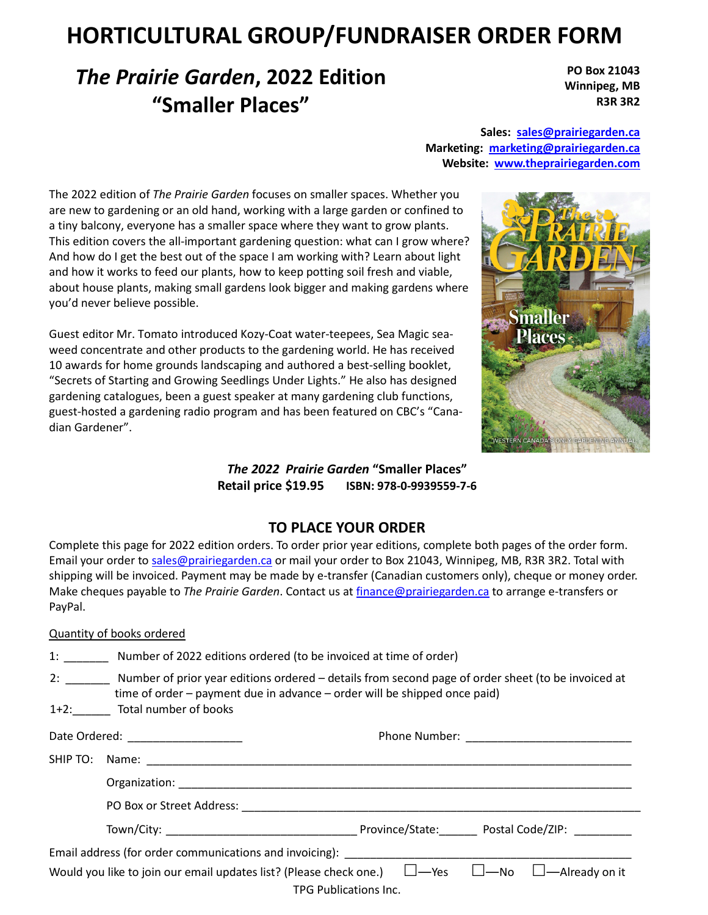# HORTICULTURAL GROUP/FUNDRAISER ORDER FORM

## *The Prairie Garden*, 2022 Edition "Smaller Places"

**PO Box 21043**
**Winnipeg, MB**
**R3R 3R2**

**Sales:** sales@prairiegarden.ca
**Marketing:** marketing@prairiegarden.ca
**Website:** www.theprairiegarden.com

The 2022 edition of *The Prairie Garden* focuses on smaller spaces. Whether you are new to gardening or an old hand, working with a large garden or confined to a tiny balcony, everyone has a smaller space where they want to grow plants. This edition covers the all-important gardening question: what can I grow where? And how do I get the best out of the space I am working with? Learn about light and how it works to feed our plants, how to keep potting soil fresh and viable, about house plants, making small gardens look bigger and making gardens where you'd never believe possible.

Guest editor Mr. Tomato introduced Kozy-Coat water-teepees, Sea Magic seaweed concentrate and other products to the gardening world. He has received 10 awards for home grounds landscaping and authored a best-selling booklet, "Secrets of Starting and Growing Seedlings Under Lights." He also has designed gardening catalogues, been a guest speaker at many gardening club functions, guest-hosted a gardening radio program and has been featured on CBC's "Canadian Gardener".

***The 2022 Prairie Garden* "Smaller Places"**
**Retail price $19.95** **ISBN: 978-0-9939559-7-6**

### TO PLACE YOUR ORDER

Complete this page for 2022 edition orders. To order prior year editions, complete both pages of the order form. Email your order to sales@prairiegarden.ca or mail your order to Box 21043, Winnipeg, MB, R3R 3R2. Total with shipping will be invoiced. Payment may be made by e-transfer (Canadian customers only), cheque or money order. Make cheques payable to *The Prairie Garden*. Contact us at finance@prairiegarden.ca to arrange e-transfers or PayPal.

Quantity of books ordered

1: _______ Number of 2022 editions ordered (to be invoiced at time of order)

2: _______ Number of prior year editions ordered – details from second page of order sheet (to be invoiced at time of order – payment due in advance – order will be shipped once paid)

1+2:______ Total number of books

Date Ordered: __________________ Phone Number: __________________________

SHIP TO: Name: ______________________________________________

Organization: ______________________________________________

PO Box or Street Address: ______________________________________

Town/City: ____________________ Province/State:______ Postal Code/ZIP: _________

Email address (for order communications and invoicing): ______________________________

Would you like to join our email updates list? (Please check one.) ☐—Yes ☐—No ☐—Already on it

TPG Publications Inc.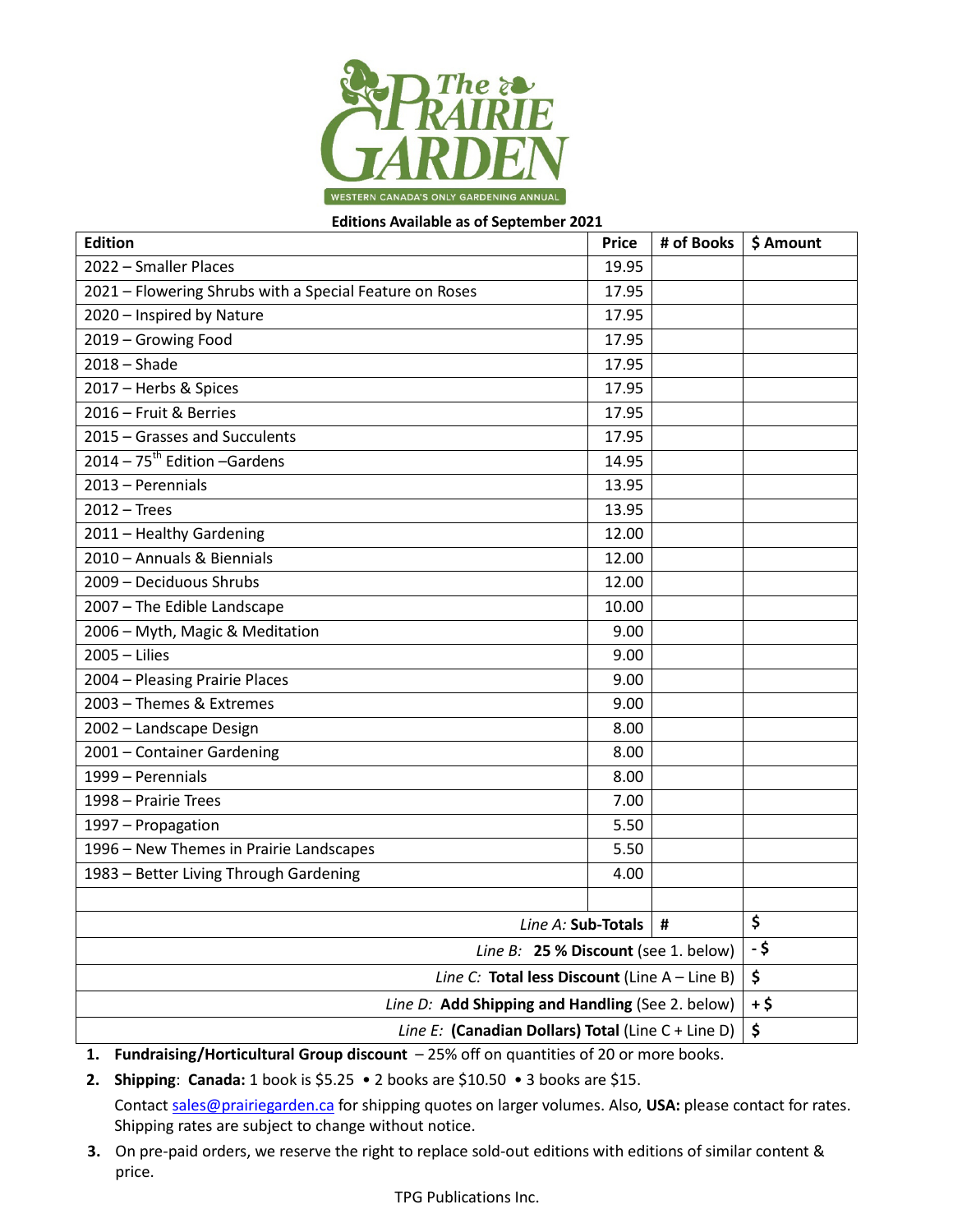**Editions Available as of September 2021**

| Edition | Price | # of Books | $ Amount |
|---|---|---|---|
| 2022 – Smaller Places | 19.95 | | |
| 2021 – Flowering Shrubs with a Special Feature on Roses | 17.95 | | |
| 2020 – Inspired by Nature | 17.95 | | |
| 2019 – Growing Food | 17.95 | | |
| 2018 – Shade | 17.95 | | |
| 2017 – Herbs & Spices | 17.95 | | |
| 2016 – Fruit & Berries | 17.95 | | |
| 2015 – Grasses and Succulents | 17.95 | | |
| 2014 – 75th Edition –Gardens | 14.95 | | |
| 2013 – Perennials | 13.95 | | |
| 2012 – Trees | 13.95 | | |
| 2011 – Healthy Gardening | 12.00 | | |
| 2010 – Annuals & Biennials | 12.00 | | |
| 2009 – Deciduous Shrubs | 12.00 | | |
| 2007 – The Edible Landscape | 10.00 | | |
| 2006 – Myth, Magic & Meditation | 9.00 | | |
| 2005 – Lilies | 9.00 | | |
| 2004 – Pleasing Prairie Places | 9.00 | | |
| 2003 – Themes & Extremes | 9.00 | | |
| 2002 – Landscape Design | 8.00 | | |
| 2001 – Container Gardening | 8.00 | | |
| 1999 – Perennials | 8.00 | | |
| 1998 – Prairie Trees | 7.00 | | |
| 1997 – Propagation | 5.50 | | |
| 1996 – New Themes in Prairie Landscapes | 5.50 | | |
| 1983 – Better Living Through Gardening | 4.00 | | |
| | | | |
| *Line A:* **Sub-Totals** | | # | $ |
| *Line B:* **25 % Discount** (see 1. below) | | | - $ |
| *Line C:* **Total less Discount** (Line A – Line B) | | | $ |
| *Line D:* **Add Shipping and Handling** (See 2. below) | | | + $ |
| *Line E:* **(Canadian Dollars) Total** (Line C + Line D) | | | $ |

1. **Fundraising/Horticultural Group discount** – 25% off on quantities of 20 or more books.
2. **Shipping**: **Canada:** 1 book is $5.25 • 2 books are $10.50 • 3 books are $15.
   Contact sales@prairiegarden.ca for shipping quotes on larger volumes. Also, **USA:** please contact for rates. Shipping rates are subject to change without notice.
3. On pre-paid orders, we reserve the right to replace sold-out editions with editions of similar content & price.

TPG Publications Inc.